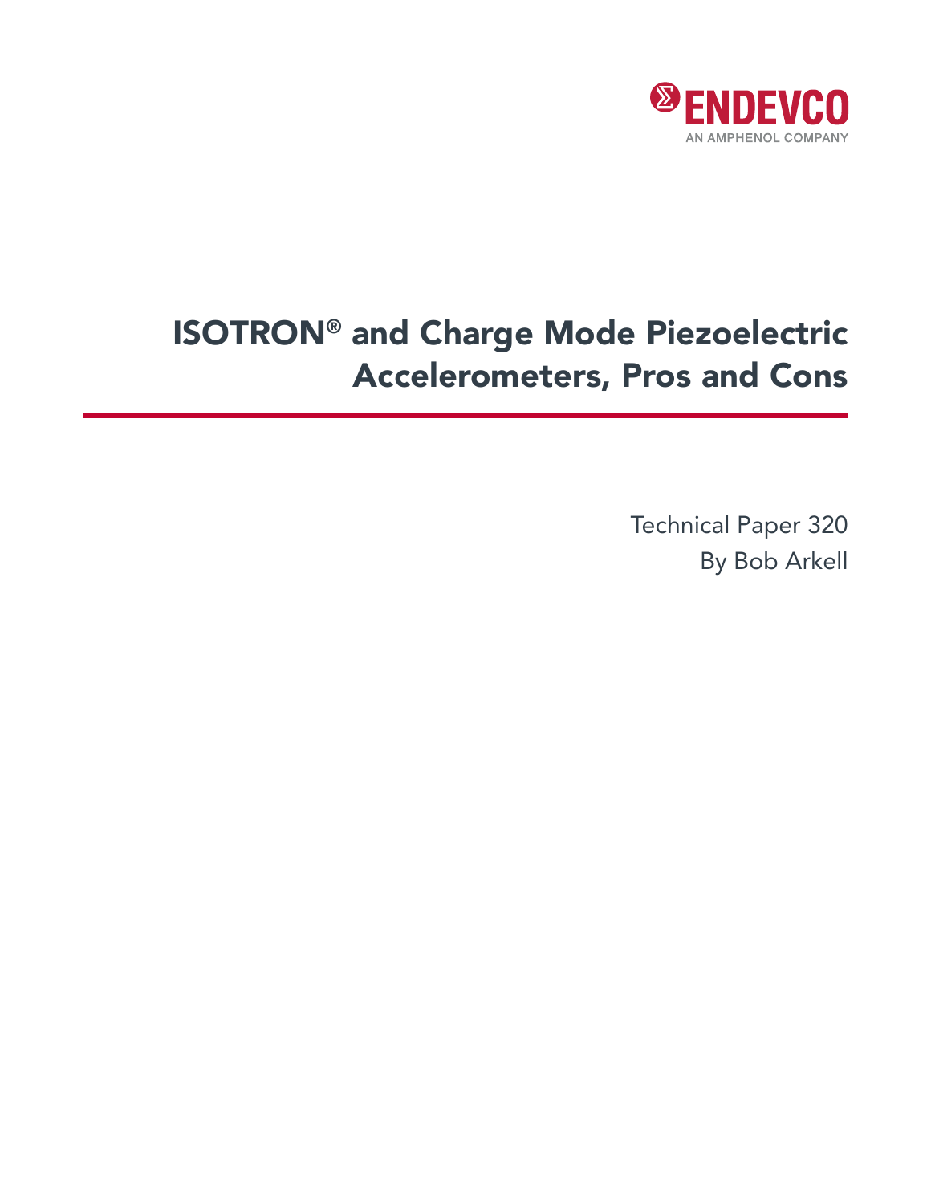ENDEVCO
AN AMPHENOL COMPANY

# ISOTRON® and Charge Mode Piezoelectric Accelerometers, Pros and Cons

Technical Paper 320
By Bob Arkell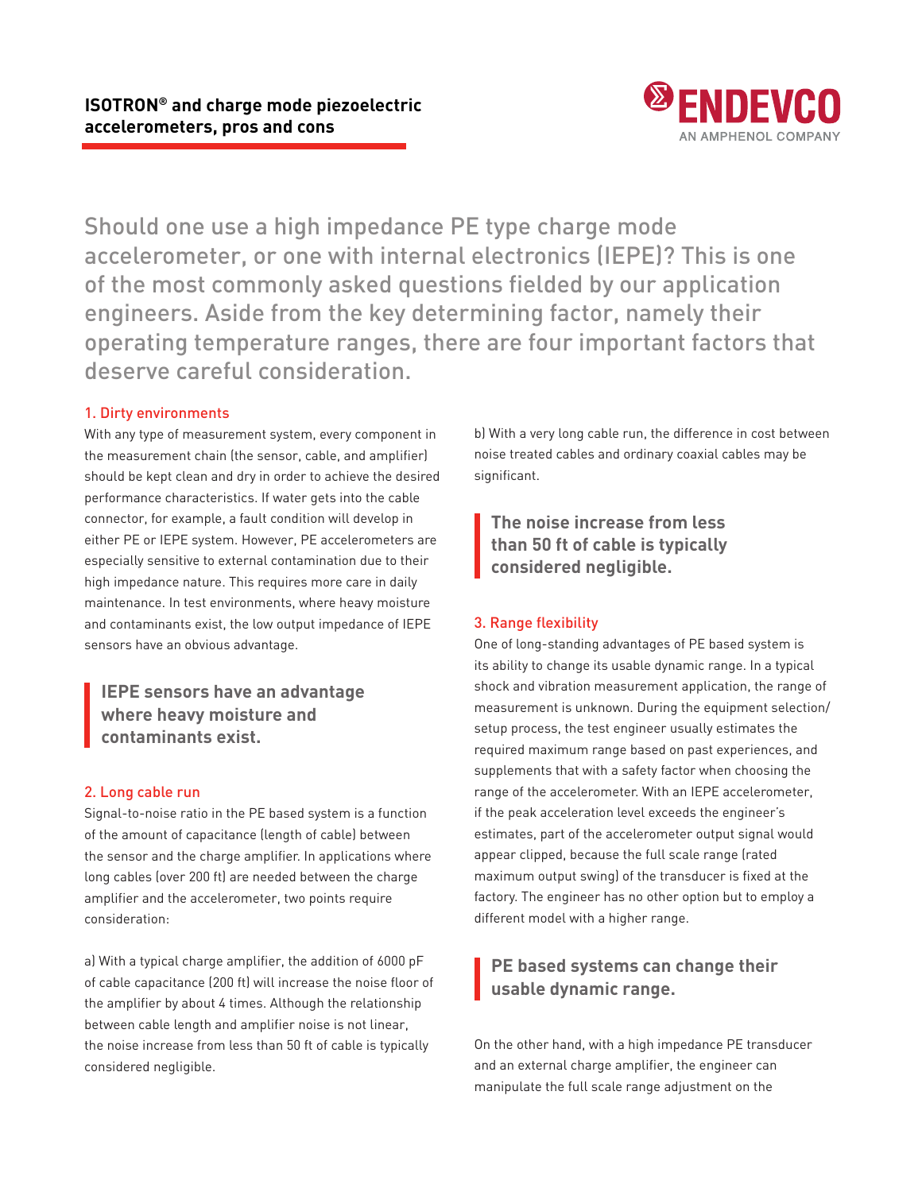# ISOTRON® and charge mode piezoelectric accelerometers, pros and cons

Should one use a high impedance PE type charge mode accelerometer, or one with internal electronics (IEPE)? This is one of the most commonly asked questions fielded by our application engineers. Aside from the key determining factor, namely their operating temperature ranges, there are four important factors that deserve careful consideration.

## 1. Dirty environments

With any type of measurement system, every component in the measurement chain (the sensor, cable, and amplifier) should be kept clean and dry in order to achieve the desired performance characteristics. If water gets into the cable connector, for example, a fault condition will develop in either PE or IEPE system. However, PE accelerometers are especially sensitive to external contamination due to their high impedance nature. This requires more care in daily maintenance. In test environments, where heavy moisture and contaminants exist, the low output impedance of IEPE sensors have an obvious advantage.

> **IEPE sensors have an advantage where heavy moisture and contaminants exist.**

## 2. Long cable run

Signal-to-noise ratio in the PE based system is a function of the amount of capacitance (length of cable) between the sensor and the charge amplifier. In applications where long cables (over 200 ft) are needed between the charge amplifier and the accelerometer, two points require consideration:

a) With a typical charge amplifier, the addition of 6000 pF of cable capacitance (200 ft) will increase the noise floor of the amplifier by about 4 times. Although the relationship between cable length and amplifier noise is not linear, the noise increase from less than 50 ft of cable is typically considered negligible.

b) With a very long cable run, the difference in cost between noise treated cables and ordinary coaxial cables may be significant.

> **The noise increase from less than 50 ft of cable is typically considered negligible.**

## 3. Range flexibility

One of long-standing advantages of PE based system is its ability to change its usable dynamic range. In a typical shock and vibration measurement application, the range of measurement is unknown. During the equipment selection/setup process, the test engineer usually estimates the required maximum range based on past experiences, and supplements that with a safety factor when choosing the range of the accelerometer. With an IEPE accelerometer, if the peak acceleration level exceeds the engineer's estimates, part of the accelerometer output signal would appear clipped, because the full scale range (rated maximum output swing) of the transducer is fixed at the factory. The engineer has no other option but to employ a different model with a higher range.

> **PE based systems can change their usable dynamic range.**

On the other hand, with a high impedance PE transducer and an external charge amplifier, the engineer can manipulate the full scale range adjustment on the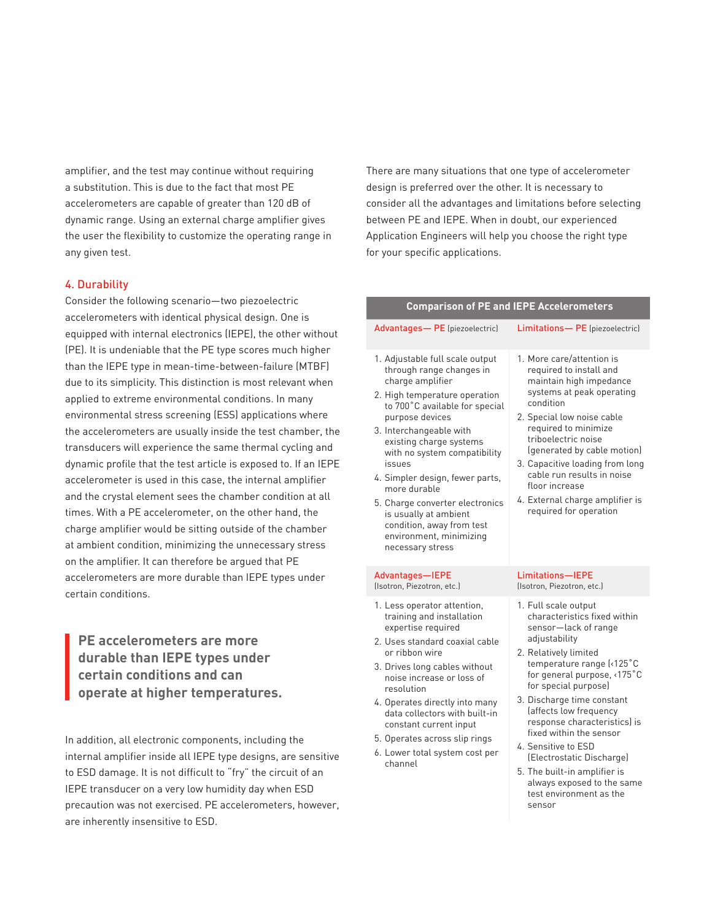amplifier, and the test may continue without requiring a substitution. This is due to the fact that most PE accelerometers are capable of greater than 120 dB of dynamic range. Using an external charge amplifier gives the user the flexibility to customize the operating range in any given test.

### 4. Durability

Consider the following scenario—two piezoelectric accelerometers with identical physical design. One is equipped with internal electronics (IEPE), the other without (PE). It is undeniable that the PE type scores much higher than the IEPE type in mean-time-between-failure (MTBF) due to its simplicity. This distinction is most relevant when applied to extreme environmental conditions. In many environmental stress screening (ESS) applications where the accelerometers are usually inside the test chamber, the transducers will experience the same thermal cycling and dynamic profile that the test article is exposed to. If an IEPE accelerometer is used in this case, the internal amplifier and the crystal element sees the chamber condition at all times. With a PE accelerometer, on the other hand, the charge amplifier would be sitting outside of the chamber at ambient condition, minimizing the unnecessary stress on the amplifier. It can therefore be argued that PE accelerometers are more durable than IEPE types under certain conditions.

> **PE accelerometers are more durable than IEPE types under certain conditions and can operate at higher temperatures.**

In addition, all electronic components, including the internal amplifier inside all IEPE type designs, are sensitive to ESD damage. It is not difficult to "fry" the circuit of an IEPE transducer on a very low humidity day when ESD precaution was not exercised. PE accelerometers, however, are inherently insensitive to ESD.

There are many situations that one type of accelerometer design is preferred over the other. It is necessary to consider all the advantages and limitations before selecting between PE and IEPE. When in doubt, our experienced Application Engineers will help you choose the right type for your specific applications.

**Comparison of PE and IEPE Accelerometers**

| Advantages— PE (piezoelectric) | Limitations— PE (piezoelectric) |
|---|---|
| 1. Adjustable full scale output through range changes in charge amplifier<br>2. High temperature operation to 700°C available for special purpose devices<br>3. Interchangeable with existing charge systems with no system compatibility issues<br>4. Simpler design, fewer parts, more durable<br>5. Charge converter electronics is usually at ambient condition, away from test environment, minimizing necessary stress | 1. More care/attention is required to install and maintain high impedance systems at peak operating condition<br>2. Special low noise cable required to minimize triboelectric noise (generated by cable motion)<br>3. Capacitive loading from long cable run results in noise floor increase<br>4. External charge amplifier is required for operation |
| **Advantages—IEPE** (Isotron, Piezotron, etc.) | **Limitations—IEPE** (Isotron, Piezotron, etc.) |
| 1. Less operator attention, training and installation expertise required<br>2. Uses standard coaxial cable or ribbon wire<br>3. Drives long cables without noise increase or loss of resolution<br>4. Operates directly into many data collectors with built-in constant current input<br>5. Operates across slip rings<br>6. Lower total system cost per channel | 1. Full scale output characteristics fixed within sensor—lack of range adjustability<br>2. Relatively limited temperature range (<125°C for general purpose, <175°C for special purpose)<br>3. Discharge time constant (affects low frequency response characteristics) is fixed within the sensor<br>4. Sensitive to ESD (Electrostatic Discharge)<br>5. The built-in amplifier is always exposed to the same test environment as the sensor |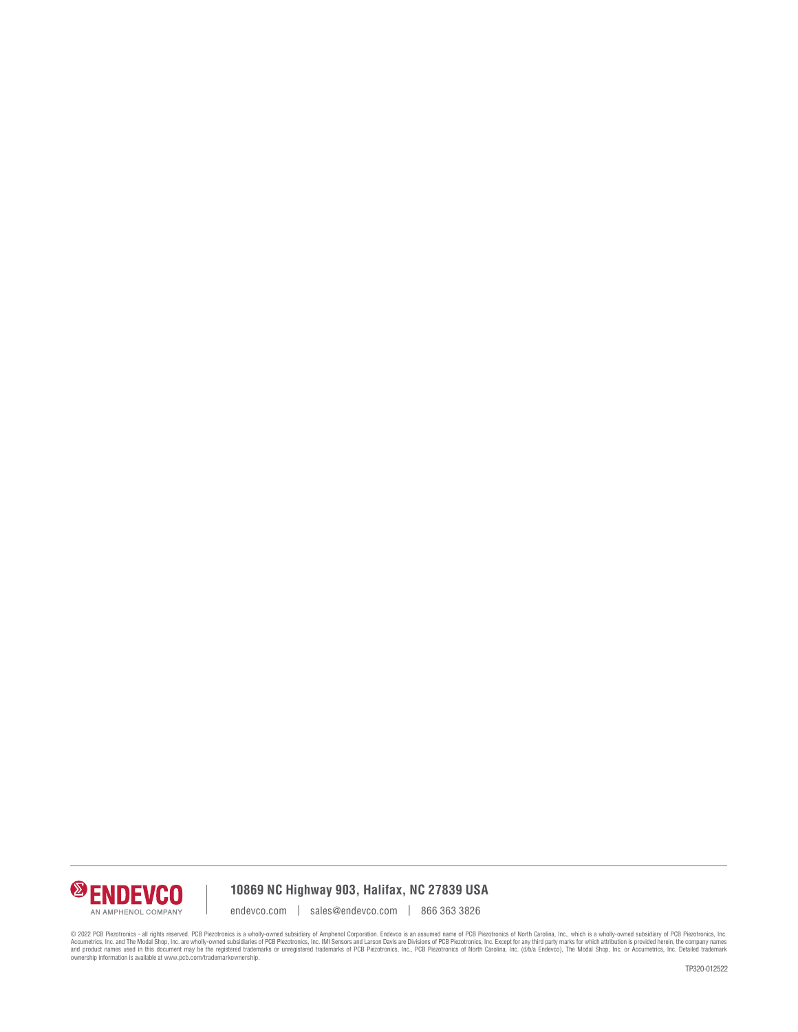ENDEVCO

AN AMPHENOL COMPANY

**10869 NC Highway 903, Halifax, NC 27839 USA**

endevco.com | sales@endevco.com | 866 363 3826

© 2022 PCB Piezotronics - all rights reserved. PCB Piezotronics is a wholly-owned subsidiary of Amphenol Corporation. Endevco is an assumed name of PCB Piezotronics of North Carolina, Inc., which is a wholly-owned subsidiary of PCB Piezotronics, Inc. Accumetrics, Inc. and The Modal Shop, Inc. are wholly-owned subsidiaries of PCB Piezotronics, Inc. IMI Sensors and Larson Davis are Divisions of PCB Piezotronics, Inc. Except for any third party marks for which attribution is provided herein, the company names and product names used in this document may be the registered trademarks or unregistered trademarks of PCB Piezotronics, Inc., PCB Piezotronics of North Carolina, Inc. (d/b/a Endevco), The Modal Shop, Inc. or Accumetrics, Inc. Detailed trademark ownership information is available at www.pcb.com/trademarkownership.

TP320-012522